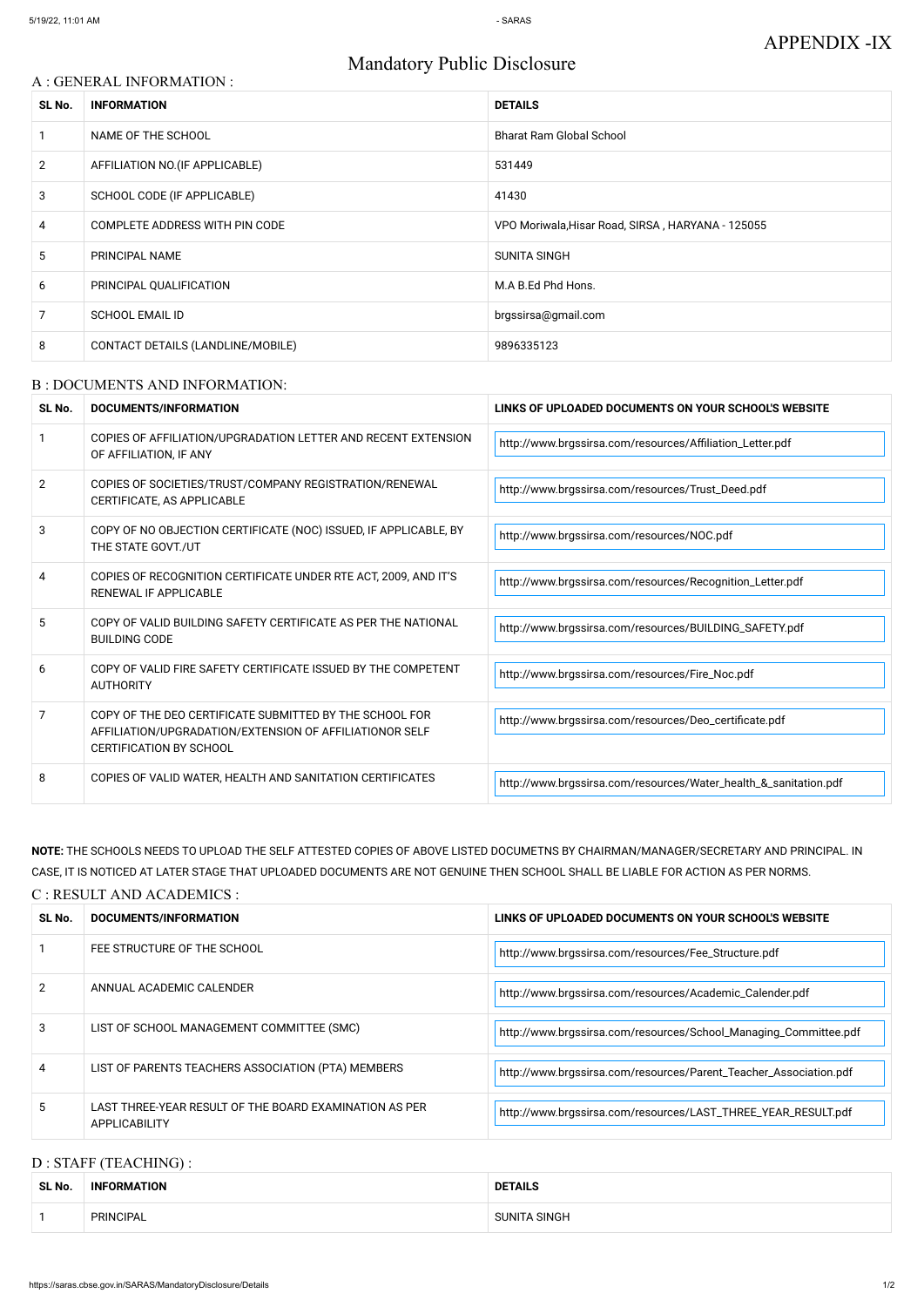APPENDIX -IX

# Mandatory Public Disclosure

## A : GENERAL INFORMATION :

| SL No. | INFORMATION | DETAILS |
|---|---|---|
| 1 | NAME OF THE SCHOOL | Bharat Ram Global School |
| 2 | AFFILIATION NO.(IF APPLICABLE) | 531449 |
| 3 | SCHOOL CODE (IF APPLICABLE) | 41430 |
| 4 | COMPLETE ADDRESS WITH PIN CODE | VPO Moriwala,Hisar Road, SIRSA , HARYANA - 125055 |
| 5 | PRINCIPAL NAME | SUNITA SINGH |
| 6 | PRINCIPAL QUALIFICATION | M.A B.Ed Phd Hons. |
| 7 | SCHOOL EMAIL ID | brgssirsa@gmail.com |
| 8 | CONTACT DETAILS (LANDLINE/MOBILE) | 9896335123 |

## B : DOCUMENTS AND INFORMATION:

| SL No. | DOCUMENTS/INFORMATION | LINKS OF UPLOADED DOCUMENTS ON YOUR SCHOOL'S WEBSITE |
|---|---|---|
| 1 | COPIES OF AFFILIATION/UPGRADATION LETTER AND RECENT EXTENSION OF AFFILIATION, IF ANY | http://www.brgssirsa.com/resources/Affiliation_Letter.pdf |
| 2 | COPIES OF SOCIETIES/TRUST/COMPANY REGISTRATION/RENEWAL CERTIFICATE, AS APPLICABLE | http://www.brgssirsa.com/resources/Trust_Deed.pdf |
| 3 | COPY OF NO OBJECTION CERTIFICATE (NOC) ISSUED, IF APPLICABLE, BY THE STATE GOVT./UT | http://www.brgssirsa.com/resources/NOC.pdf |
| 4 | COPIES OF RECOGNITION CERTIFICATE UNDER RTE ACT, 2009, AND IT'S RENEWAL IF APPLICABLE | http://www.brgssirsa.com/resources/Recognition_Letter.pdf |
| 5 | COPY OF VALID BUILDING SAFETY CERTIFICATE AS PER THE NATIONAL BUILDING CODE | http://www.brgssirsa.com/resources/BUILDING_SAFETY.pdf |
| 6 | COPY OF VALID FIRE SAFETY CERTIFICATE ISSUED BY THE COMPETENT AUTHORITY | http://www.brgssirsa.com/resources/Fire_Noc.pdf |
| 7 | COPY OF THE DEO CERTIFICATE SUBMITTED BY THE SCHOOL FOR AFFILIATION/UPGRADATION/EXTENSION OF AFFILIATIONOR SELF CERTIFICATION BY SCHOOL | http://www.brgssirsa.com/resources/Deo_certificate.pdf |
| 8 | COPIES OF VALID WATER, HEALTH AND SANITATION CERTIFICATES | http://www.brgssirsa.com/resources/Water_health_&_sanitation.pdf |

**NOTE:** THE SCHOOLS NEEDS TO UPLOAD THE SELF ATTESTED COPIES OF ABOVE LISTED DOCUMETNS BY CHAIRMAN/MANAGER/SECRETARY AND PRINCIPAL. IN CASE, IT IS NOTICED AT LATER STAGE THAT UPLOADED DOCUMENTS ARE NOT GENUINE THEN SCHOOL SHALL BE LIABLE FOR ACTION AS PER NORMS.

## C : RESULT AND ACADEMICS :

| SL No. | DOCUMENTS/INFORMATION | LINKS OF UPLOADED DOCUMENTS ON YOUR SCHOOL'S WEBSITE |
|---|---|---|
| 1 | FEE STRUCTURE OF THE SCHOOL | http://www.brgssirsa.com/resources/Fee_Structure.pdf |
| 2 | ANNUAL ACADEMIC CALENDER | http://www.brgssirsa.com/resources/Academic_Calender.pdf |
| 3 | LIST OF SCHOOL MANAGEMENT COMMITTEE (SMC) | http://www.brgssirsa.com/resources/School_Managing_Committee.pdf |
| 4 | LIST OF PARENTS TEACHERS ASSOCIATION (PTA) MEMBERS | http://www.brgssirsa.com/resources/Parent_Teacher_Association.pdf |
| 5 | LAST THREE-YEAR RESULT OF THE BOARD EXAMINATION AS PER APPLICABILITY | http://www.brgssirsa.com/resources/LAST_THREE_YEAR_RESULT.pdf |

## D : STAFF (TEACHING) :

| SL No. | INFORMATION | DETAILS |
|---|---|---|
| 1 | PRINCIPAL | SUNITA SINGH |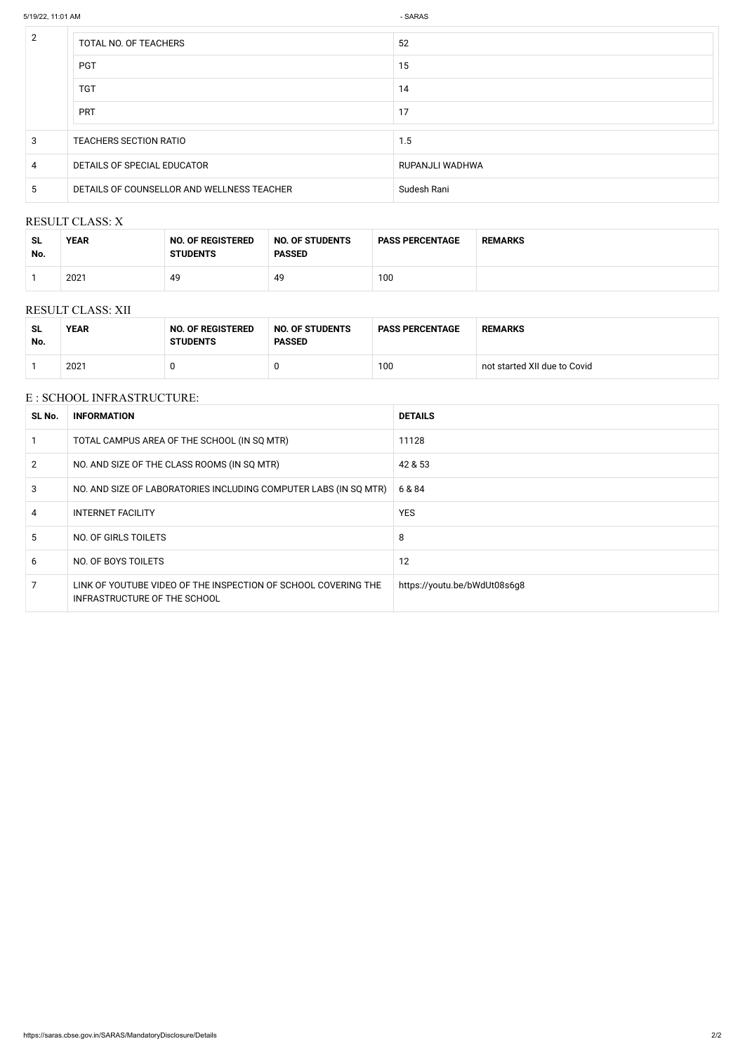| | | |
|---|---|---|
| 2 | TOTAL NO. OF TEACHERS | 52 |
| | PGT | 15 |
| | TGT | 14 |
| | PRT | 17 |
| 3 | TEACHERS SECTION RATIO | 1.5 |
| 4 | DETAILS OF SPECIAL EDUCATOR | RUPANJLI WADHWA |
| 5 | DETAILS OF COUNSELLOR AND WELLNESS TEACHER | Sudesh Rani |

## RESULT CLASS: X

| SL No. | YEAR | NO. OF REGISTERED STUDENTS | NO. OF STUDENTS PASSED | PASS PERCENTAGE | REMARKS |
|---|---|---|---|---|---|
| 1 | 2021 | 49 | 49 | 100 | |

## RESULT CLASS: XII

| SL No. | YEAR | NO. OF REGISTERED STUDENTS | NO. OF STUDENTS PASSED | PASS PERCENTAGE | REMARKS |
|---|---|---|---|---|---|
| 1 | 2021 | 0 | 0 | 100 | not started XII due to Covid |

## E : SCHOOL INFRASTRUCTURE:

| SL No. | INFORMATION | DETAILS |
|---|---|---|
| 1 | TOTAL CAMPUS AREA OF THE SCHOOL (IN SQ MTR) | 11128 |
| 2 | NO. AND SIZE OF THE CLASS ROOMS (IN SQ MTR) | 42 & 53 |
| 3 | NO. AND SIZE OF LABORATORIES INCLUDING COMPUTER LABS (IN SQ MTR) | 6 & 84 |
| 4 | INTERNET FACILITY | YES |
| 5 | NO. OF GIRLS TOILETS | 8 |
| 6 | NO. OF BOYS TOILETS | 12 |
| 7 | LINK OF YOUTUBE VIDEO OF THE INSPECTION OF SCHOOL COVERING THE INFRASTRUCTURE OF THE SCHOOL | https://youtu.be/bWdUt08s6g8 |